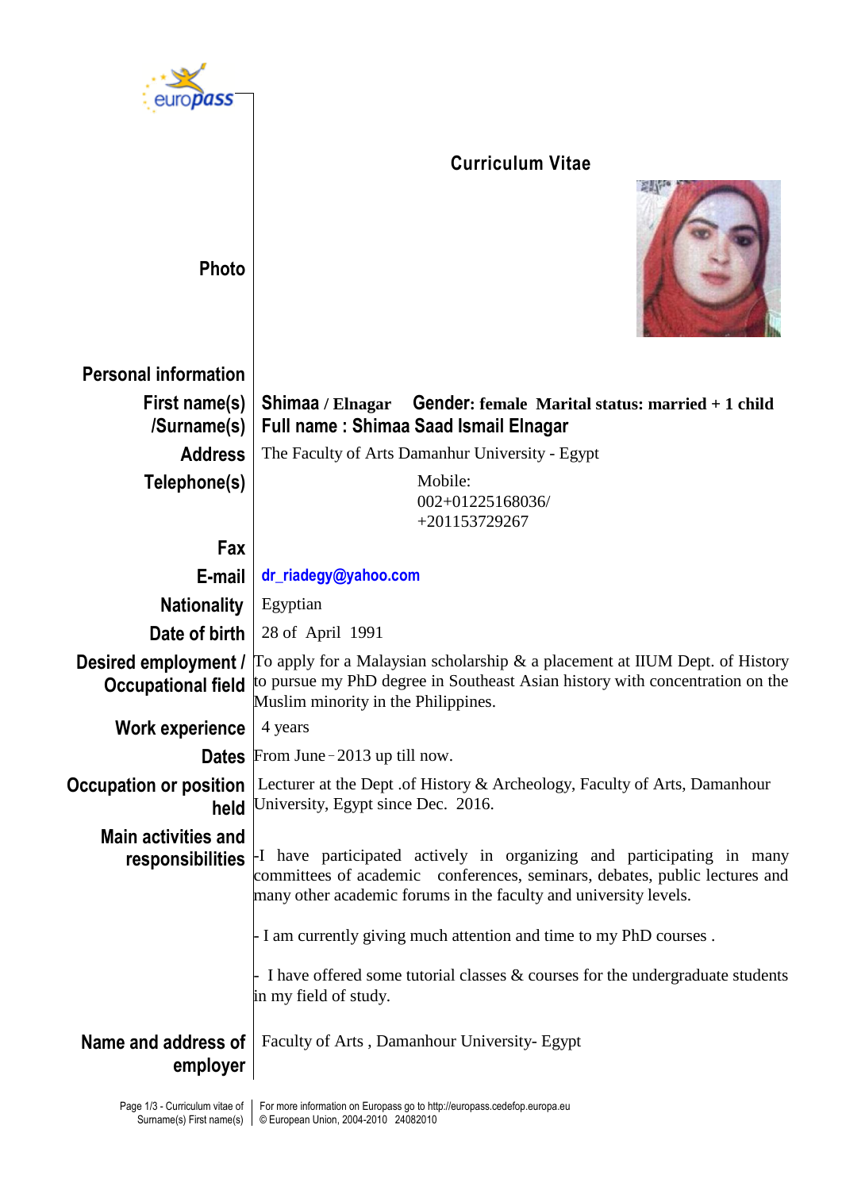europass

# Curriculum Vitae

**Photo**

## Personal information

| | |
|---|---|
| **First name(s) /Surname(s)** | **Shimaa / Elnagar** **Gender: female** **Marital status: married + 1 child** **Full name : Shimaa Saad Ismail Elnagar** |
| **Address** | The Faculty of Arts Damanhur University - Egypt |
| **Telephone(s)** | Mobile: 002+01225168036/ +201153729267 |
| **Fax** | |
| **E-mail** | dr_riadegy@yahoo.com |
| **Nationality** | Egyptian |
| **Date of birth** | 28 of April 1991 |
| **Desired employment / Occupational field** | To apply for a Malaysian scholarship & a placement at IIUM Dept. of History to pursue my PhD degree in Southeast Asian history with concentration on the Muslim minority in the Philippines. |
| **Work experience** | 4 years |
| **Dates** | From June - 2013 up till now. |
| **Occupation or position held** | Lecturer at the Dept .of History & Archeology, Faculty of Arts, Damanhour University, Egypt since Dec. 2016. |
| **Main activities and responsibilities** | -I have participated actively in organizing and participating in many committees of academic conferences, seminars, debates, public lectures and many other academic forums in the faculty and university levels.<br><br>- I am currently giving much attention and time to my PhD courses .<br><br>- I have offered some tutorial classes & courses for the undergraduate students in my field of study. |
| **Name and address of employer** | Faculty of Arts , Damanhour University- Egypt |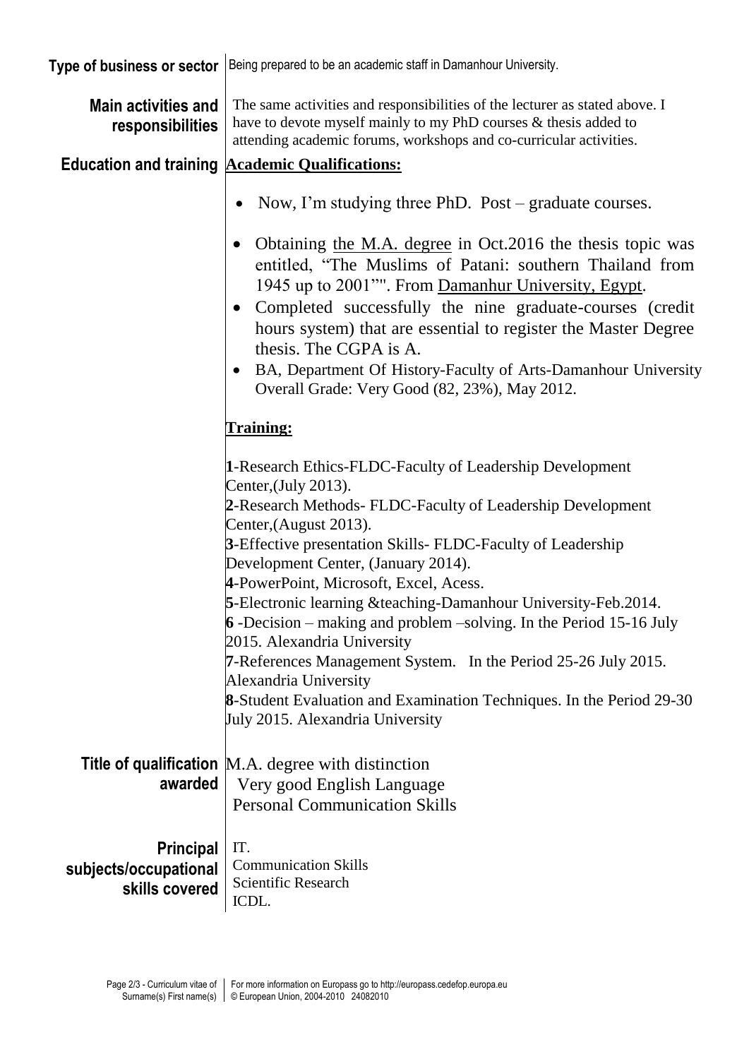**Type of business or sector** Being prepared to be an academic staff in Damanhour University.

**Main activities and responsibilities** The same activities and responsibilities of the lecturer as stated above. I have to devote myself mainly to my PhD courses & thesis added to attending academic forums, workshops and co-curricular activities.

**Education and training**

**Academic Qualifications:**

- Now, I'm studying three PhD. Post – graduate courses.
- Obtaining the M.A. degree in Oct.2016 the thesis topic was entitled, "The Muslims of Patani: southern Thailand from 1945 up to 2001"". From Damanhur University, Egypt.
- Completed successfully the nine graduate-courses (credit hours system) that are essential to register the Master Degree thesis. The CGPA is A.
- BA, Department Of History-Faculty of Arts-Damanhour University Overall Grade: Very Good (82, 23%), May 2012.

**Training:**

**1**-Research Ethics-FLDC-Faculty of Leadership Development Center,(July 2013).
**2**-Research Methods- FLDC-Faculty of Leadership Development Center,(August 2013).
**3**-Effective presentation Skills- FLDC-Faculty of Leadership Development Center, (January 2014).
**4**-PowerPoint, Microsoft, Excel, Acess.
**5**-Electronic learning &teaching-Damanhour University-Feb.2014.
**6** -Decision – making and problem –solving. In the Period 15-16 July 2015. Alexandria University
**7**-References Management System. In the Period 25-26 July 2015. Alexandria University
**8**-Student Evaluation and Examination Techniques. In the Period 29-30 July 2015. Alexandria University

**Title of qualification awarded**
M.A. degree with distinction
Very good English Language
Personal Communication Skills

**Principal subjects/occupational skills covered**
IT.
Communication Skills
Scientific Research
ICDL.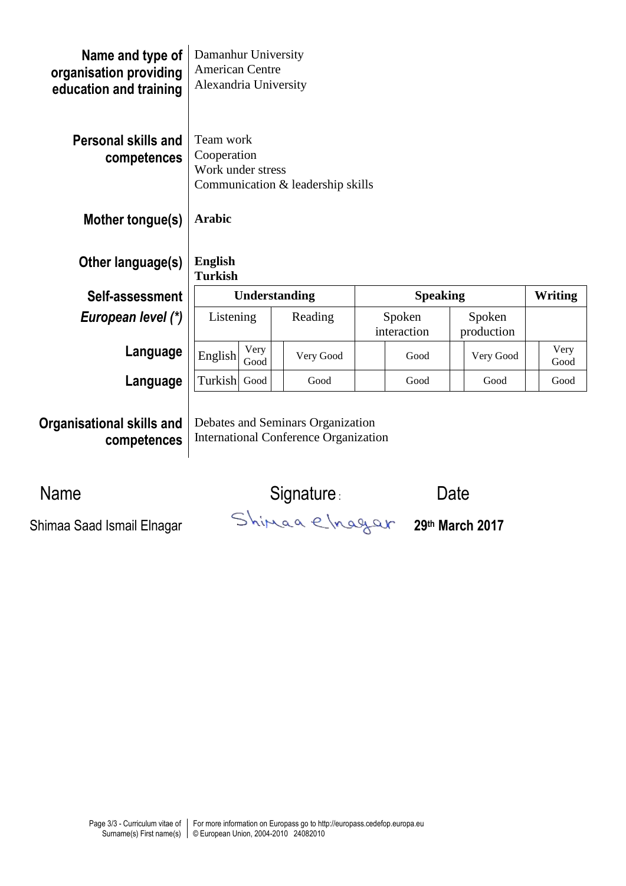**Name and type of organisation providing education and training**

Damanhur University
American Centre
Alexandria University

**Personal skills and competences**

Team work
Cooperation
Work under stress
Communication & leadership skills

**Mother tongue(s)**

**Arabic**

**Other language(s)**

**English**
**Turkish**

**Self-assessment**

***European level (*)***

| | Understanding | | Speaking | | Writing |
|---|---|---|---|---|---|
| | Listening | Reading | Spoken interaction | Spoken production | |
| English | Very Good | Very Good | Good | Very Good | Very Good |
| Turkish | Good | Good | Good | Good | Good |

**Organisational skills and competences**

Debates and Seminars Organization
International Conference Organization

| Name | Signature : | Date |
|---|---|---|
| Shimaa Saad Ismail Elnagar | Shimaa elnagar | **29th March 2017** |